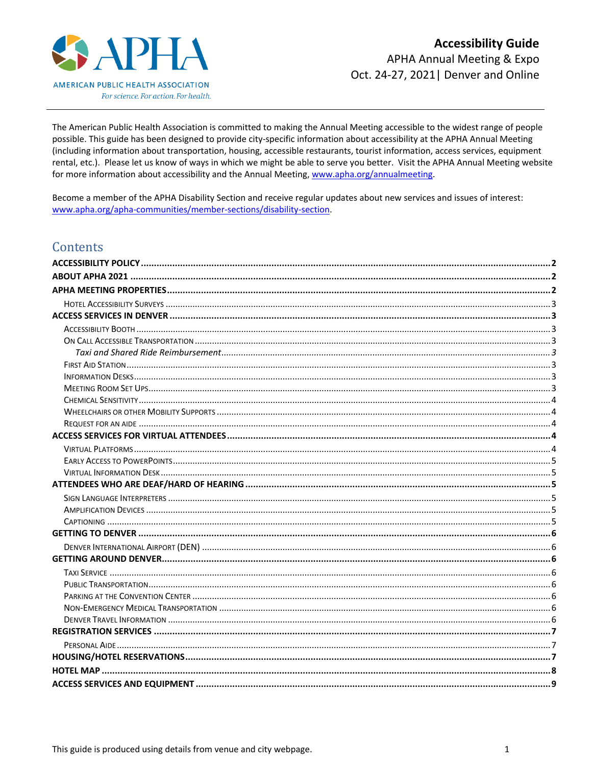# Accessibility Guide

APHA Annual Meeting & Expo
Oct. 24-27, 2021| Denver and Online

AMERICAN PUBLIC HEALTH ASSOCIATION
*For science. For action. For health.*

The American Public Health Association is committed to making the Annual Meeting accessible to the widest range of people possible. This guide has been designed to provide city-specific information about accessibility at the APHA Annual Meeting (including information about transportation, housing, accessible restaurants, tourist information, access services, equipment rental, etc.). Please let us know of ways in which we might be able to serve you better. Visit the APHA Annual Meeting website for more information about accessibility and the Annual Meeting, [www.apha.org/annualmeeting](www.apha.org/annualmeeting).

Become a member of the APHA Disability Section and receive regular updates about new services and issues of interest: [www.apha.org/apha-communities/member-sections/disability-section](www.apha.org/apha-communities/member-sections/disability-section).

## Contents

**ACCESSIBILITY POLICY** .......... 2
**ABOUT APHA 2021** .......... 2
**APHA MEETING PROPERTIES** .......... 2
- Hotel Accessibility Surveys .......... 3

**ACCESS SERVICES IN DENVER** .......... 3
- Accessibility Booth .......... 3
- On Call Accessible Transportation .......... 3
  - *Taxi and Shared Ride Reimbursement* .......... 3
- First Aid Station .......... 3
- Information Desks .......... 3
- Meeting Room Set Ups .......... 3
- Chemical Sensitivity .......... 4
- Wheelchairs or other Mobility Supports .......... 4
- Request for an aide .......... 4

**ACCESS SERVICES FOR VIRTUAL ATTENDEES** .......... 4
- Virtual Platforms .......... 4
- Early Access to PowerPoints .......... 5
- Virtual Information Desk .......... 5

**ATTENDEES WHO ARE DEAF/HARD OF HEARING** .......... 5
- Sign Language Interpreters .......... 5
- Amplification Devices .......... 5
- Captioning .......... 5

**GETTING TO DENVER** .......... 6
- Denver International Airport (DEN) .......... 6

**GETTING AROUND DENVER** .......... 6
- Taxi Service .......... 6
- Public Transportation .......... 6
- Parking at the Convention Center .......... 6
- Non-Emergency Medical Transportation .......... 6
- Denver Travel Information .......... 6

**REGISTRATION SERVICES** .......... 7
- Personal Aide .......... 7

**HOUSING/HOTEL RESERVATIONS** .......... 7
**HOTEL MAP** .......... 8
**ACCESS SERVICES AND EQUIPMENT** .......... 9

This guide is produced using details from venue and city webpage.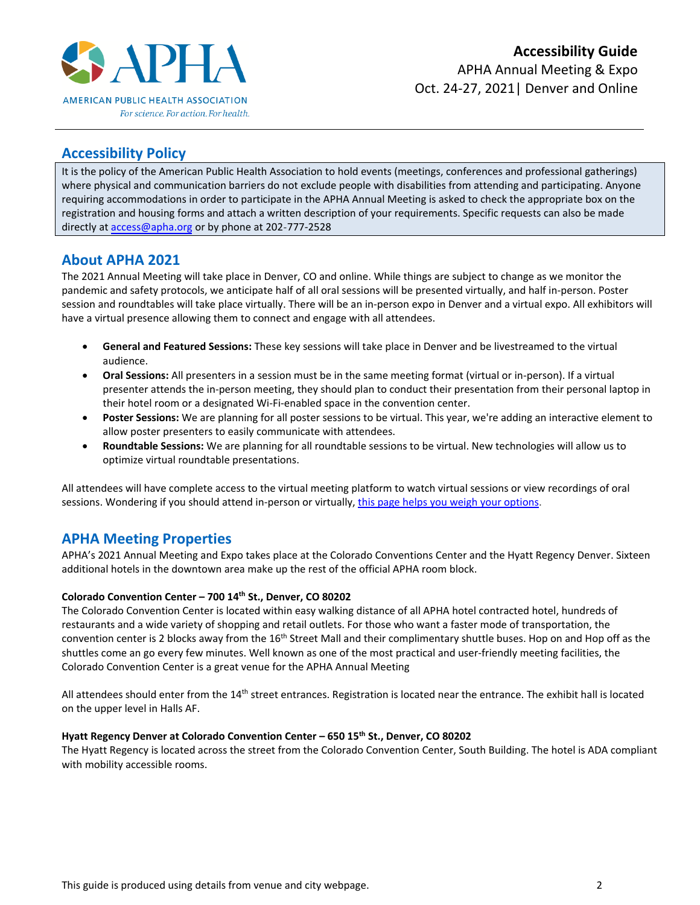# Accessibility Guide

APHA Annual Meeting & Expo
Oct. 24-27, 2021| Denver and Online

## Accessibility Policy

It is the policy of the American Public Health Association to hold events (meetings, conferences and professional gatherings) where physical and communication barriers do not exclude people with disabilities from attending and participating. Anyone requiring accommodations in order to participate in the APHA Annual Meeting is asked to check the appropriate box on the registration and housing forms and attach a written description of your requirements. Specific requests can also be made directly at access@apha.org or by phone at 202-777-2528

## About APHA 2021

The 2021 Annual Meeting will take place in Denver, CO and online. While things are subject to change as we monitor the pandemic and safety protocols, we anticipate half of all oral sessions will be presented virtually, and half in-person. Poster session and roundtables will take place virtually. There will be an in-person expo in Denver and a virtual expo. All exhibitors will have a virtual presence allowing them to connect and engage with all attendees.

- **General and Featured Sessions:** These key sessions will take place in Denver and be livestreamed to the virtual audience.
- **Oral Sessions:** All presenters in a session must be in the same meeting format (virtual or in-person). If a virtual presenter attends the in-person meeting, they should plan to conduct their presentation from their personal laptop in their hotel room or a designated Wi-Fi-enabled space in the convention center.
- **Poster Sessions:** We are planning for all poster sessions to be virtual. This year, we're adding an interactive element to allow poster presenters to easily communicate with attendees.
- **Roundtable Sessions:** We are planning for all roundtable sessions to be virtual. New technologies will allow us to optimize virtual roundtable presentations.

All attendees will have complete access to the virtual meeting platform to watch virtual sessions or view recordings of oral sessions. Wondering if you should attend in-person or virtually, this page helps you weigh your options.

## APHA Meeting Properties

APHA's 2021 Annual Meeting and Expo takes place at the Colorado Conventions Center and the Hyatt Regency Denver. Sixteen additional hotels in the downtown area make up the rest of the official APHA room block.

**Colorado Convention Center – 700 14th St., Denver, CO 80202**

The Colorado Convention Center is located within easy walking distance of all APHA hotel contracted hotel, hundreds of restaurants and a wide variety of shopping and retail outlets. For those who want a faster mode of transportation, the convention center is 2 blocks away from the 16th Street Mall and their complimentary shuttle buses. Hop on and Hop off as the shuttles come an go every few minutes. Well known as one of the most practical and user-friendly meeting facilities, the Colorado Convention Center is a great venue for the APHA Annual Meeting

All attendees should enter from the 14th street entrances. Registration is located near the entrance. The exhibit hall is located on the upper level in Halls AF.

**Hyatt Regency Denver at Colorado Convention Center – 650 15th St., Denver, CO 80202**

The Hyatt Regency is located across the street from the Colorado Convention Center, South Building. The hotel is ADA compliant with mobility accessible rooms.

This guide is produced using details from venue and city webpage.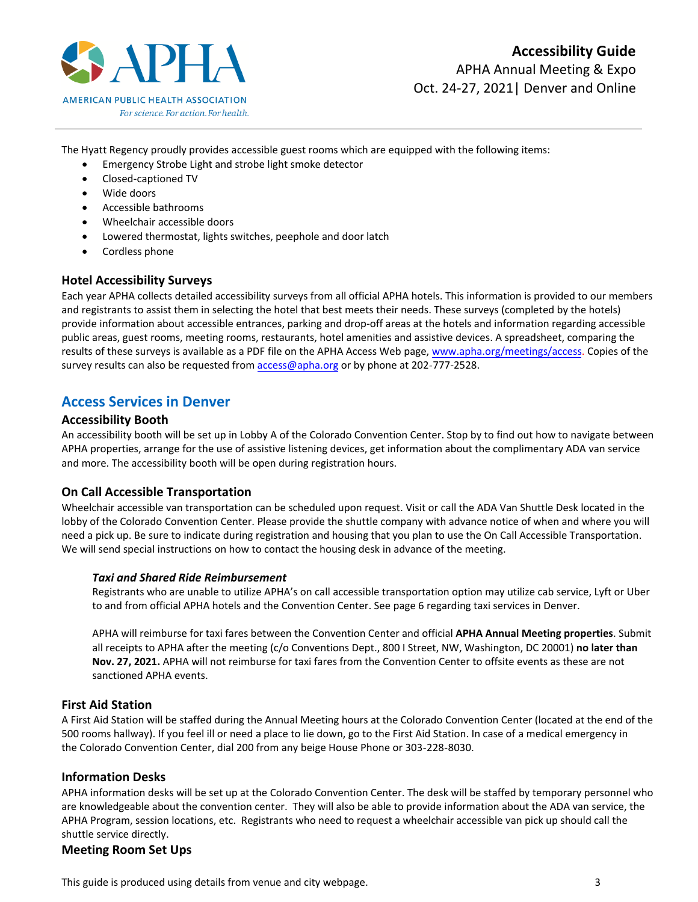The Hyatt Regency proudly provides accessible guest rooms which are equipped with the following items:

- Emergency Strobe Light and strobe light smoke detector
- Closed-captioned TV
- Wide doors
- Accessible bathrooms
- Wheelchair accessible doors
- Lowered thermostat, lights switches, peephole and door latch
- Cordless phone

### Hotel Accessibility Surveys

Each year APHA collects detailed accessibility surveys from all official APHA hotels. This information is provided to our members and registrants to assist them in selecting the hotel that best meets their needs. These surveys (completed by the hotels) provide information about accessible entrances, parking and drop-off areas at the hotels and information regarding accessible public areas, guest rooms, meeting rooms, restaurants, hotel amenities and assistive devices. A spreadsheet, comparing the results of these surveys is available as a PDF file on the APHA Access Web page, www.apha.org/meetings/access. Copies of the survey results can also be requested from access@apha.org or by phone at 202-777-2528.

## Access Services in Denver

### Accessibility Booth

An accessibility booth will be set up in Lobby A of the Colorado Convention Center. Stop by to find out how to navigate between APHA properties, arrange for the use of assistive listening devices, get information about the complimentary ADA van service and more. The accessibility booth will be open during registration hours.

### On Call Accessible Transportation

Wheelchair accessible van transportation can be scheduled upon request. Visit or call the ADA Van Shuttle Desk located in the lobby of the Colorado Convention Center. Please provide the shuttle company with advance notice of when and where you will need a pick up. Be sure to indicate during registration and housing that you plan to use the On Call Accessible Transportation. We will send special instructions on how to contact the housing desk in advance of the meeting.

#### *Taxi and Shared Ride Reimbursement*

Registrants who are unable to utilize APHA's on call accessible transportation option may utilize cab service, Lyft or Uber to and from official APHA hotels and the Convention Center. See page 6 regarding taxi services in Denver.

APHA will reimburse for taxi fares between the Convention Center and official **APHA Annual Meeting properties**. Submit all receipts to APHA after the meeting (c/o Conventions Dept., 800 I Street, NW, Washington, DC 20001) **no later than Nov. 27, 2021.** APHA will not reimburse for taxi fares from the Convention Center to offsite events as these are not sanctioned APHA events.

### First Aid Station

A First Aid Station will be staffed during the Annual Meeting hours at the Colorado Convention Center (located at the end of the 500 rooms hallway). If you feel ill or need a place to lie down, go to the First Aid Station. In case of a medical emergency in the Colorado Convention Center, dial 200 from any beige House Phone or 303-228-8030.

### Information Desks

APHA information desks will be set up at the Colorado Convention Center. The desk will be staffed by temporary personnel who are knowledgeable about the convention center. They will also be able to provide information about the ADA van service, the APHA Program, session locations, etc. Registrants who need to request a wheelchair accessible van pick up should call the shuttle service directly.

### Meeting Room Set Ups

This guide is produced using details from venue and city webpage.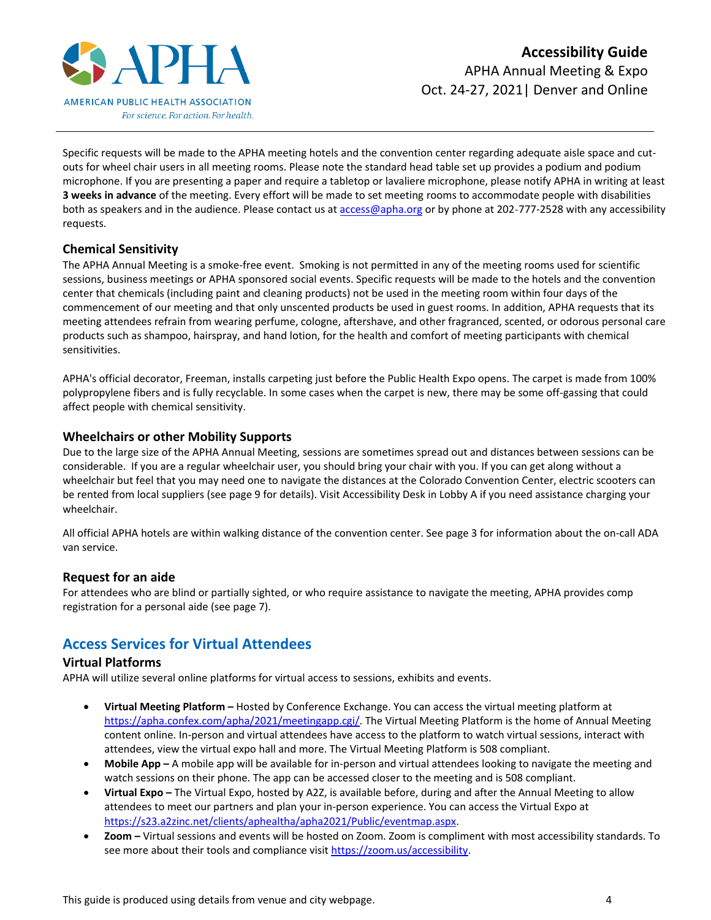Specific requests will be made to the APHA meeting hotels and the convention center regarding adequate aisle space and cut-outs for wheel chair users in all meeting rooms. Please note the standard head table set up provides a podium and podium microphone. If you are presenting a paper and require a tabletop or lavaliere microphone, please notify APHA in writing at least **3 weeks in advance** of the meeting. Every effort will be made to set meeting rooms to accommodate people with disabilities both as speakers and in the audience. Please contact us at [access@apha.org](mailto:access@apha.org) or by phone at 202-777-2528 with any accessibility requests.

### Chemical Sensitivity

The APHA Annual Meeting is a smoke-free event. Smoking is not permitted in any of the meeting rooms used for scientific sessions, business meetings or APHA sponsored social events. Specific requests will be made to the hotels and the convention center that chemicals (including paint and cleaning products) not be used in the meeting room within four days of the commencement of our meeting and that only unscented products be used in guest rooms. In addition, APHA requests that its meeting attendees refrain from wearing perfume, cologne, aftershave, and other fragranced, scented, or odorous personal care products such as shampoo, hairspray, and hand lotion, for the health and comfort of meeting participants with chemical sensitivities.

APHA's official decorator, Freeman, installs carpeting just before the Public Health Expo opens. The carpet is made from 100% polypropylene fibers and is fully recyclable. In some cases when the carpet is new, there may be some off-gassing that could affect people with chemical sensitivity.

### Wheelchairs or other Mobility Supports

Due to the large size of the APHA Annual Meeting, sessions are sometimes spread out and distances between sessions can be considerable. If you are a regular wheelchair user, you should bring your chair with you. If you can get along without a wheelchair but feel that you may need one to navigate the distances at the Colorado Convention Center, electric scooters can be rented from local suppliers (see page 9 for details). Visit Accessibility Desk in Lobby A if you need assistance charging your wheelchair.

All official APHA hotels are within walking distance of the convention center. See page 3 for information about the on-call ADA van service.

### Request for an aide

For attendees who are blind or partially sighted, or who require assistance to navigate the meeting, APHA provides comp registration for a personal aide (see page 7).

## Access Services for Virtual Attendees

### Virtual Platforms

APHA will utilize several online platforms for virtual access to sessions, exhibits and events.

- **Virtual Meeting Platform –** Hosted by Conference Exchange. You can access the virtual meeting platform at [https://apha.confex.com/apha/2021/meetingapp.cgi/](https://apha.confex.com/apha/2021/meetingapp.cgi/). The Virtual Meeting Platform is the home of Annual Meeting content online. In-person and virtual attendees have access to the platform to watch virtual sessions, interact with attendees, view the virtual expo hall and more. The Virtual Meeting Platform is 508 compliant.
- **Mobile App –** A mobile app will be available for in-person and virtual attendees looking to navigate the meeting and watch sessions on their phone. The app can be accessed closer to the meeting and is 508 compliant.
- **Virtual Expo –** The Virtual Expo, hosted by A2Z, is available before, during and after the Annual Meeting to allow attendees to meet our partners and plan your in-person experience. You can access the Virtual Expo at [https://s23.a2zinc.net/clients/aphealtha/apha2021/Public/eventmap.aspx](https://s23.a2zinc.net/clients/aphealtha/apha2021/Public/eventmap.aspx).
- **Zoom –** Virtual sessions and events will be hosted on Zoom. Zoom is compliment with most accessibility standards. To see more about their tools and compliance visit [https://zoom.us/accessibility](https://zoom.us/accessibility).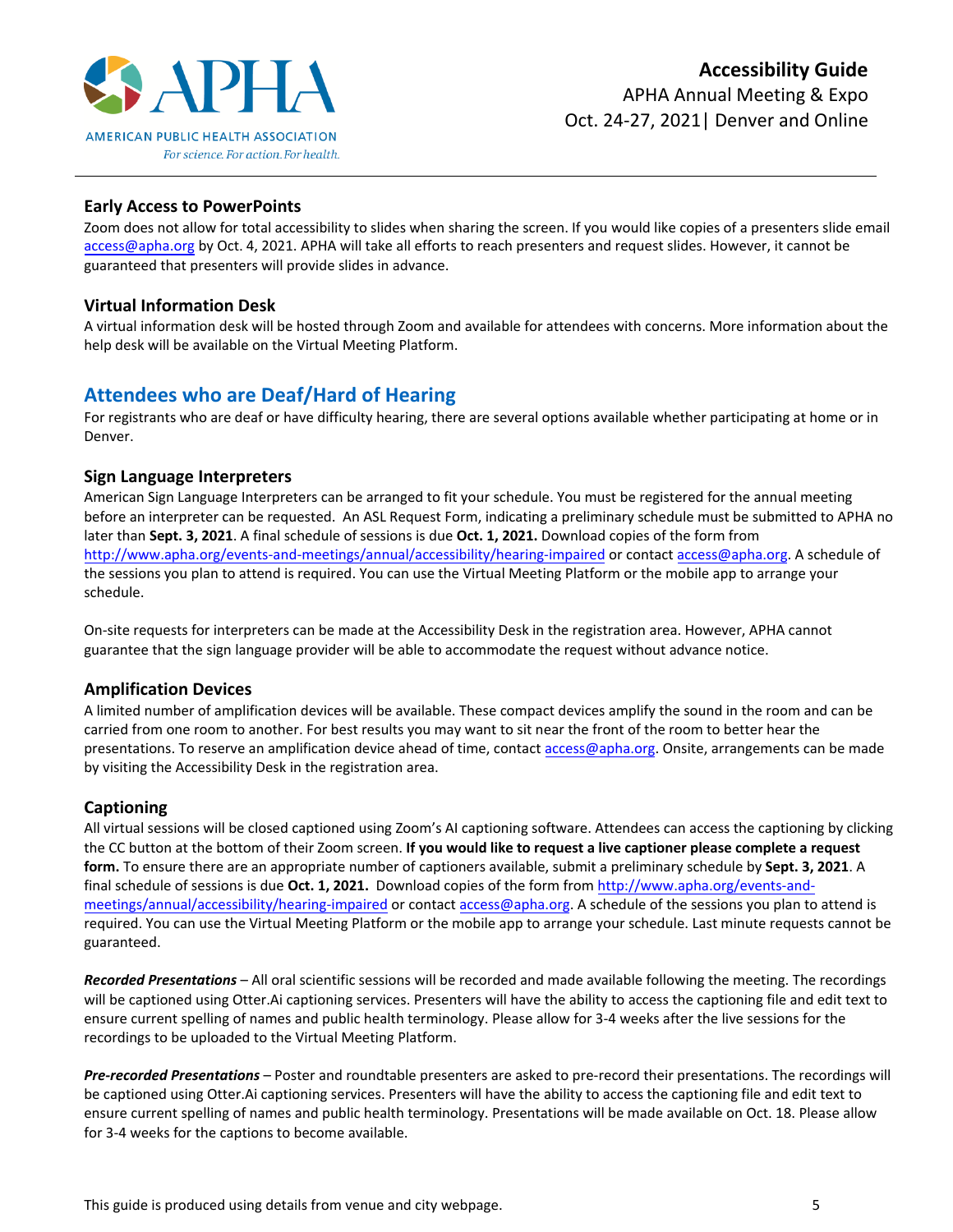### Early Access to PowerPoints

Zoom does not allow for total accessibility to slides when sharing the screen. If you would like copies of a presenters slide email access@apha.org by Oct. 4, 2021. APHA will take all efforts to reach presenters and request slides. However, it cannot be guaranteed that presenters will provide slides in advance.

### Virtual Information Desk

A virtual information desk will be hosted through Zoom and available for attendees with concerns. More information about the help desk will be available on the Virtual Meeting Platform.

## Attendees who are Deaf/Hard of Hearing

For registrants who are deaf or have difficulty hearing, there are several options available whether participating at home or in Denver.

### Sign Language Interpreters

American Sign Language Interpreters can be arranged to fit your schedule. You must be registered for the annual meeting before an interpreter can be requested. An ASL Request Form, indicating a preliminary schedule must be submitted to APHA no later than **Sept. 3, 2021**. A final schedule of sessions is due **Oct. 1, 2021.** Download copies of the form from http://www.apha.org/events-and-meetings/annual/accessibility/hearing-impaired or contact access@apha.org. A schedule of the sessions you plan to attend is required. You can use the Virtual Meeting Platform or the mobile app to arrange your schedule.

On-site requests for interpreters can be made at the Accessibility Desk in the registration area. However, APHA cannot guarantee that the sign language provider will be able to accommodate the request without advance notice.

### Amplification Devices

A limited number of amplification devices will be available. These compact devices amplify the sound in the room and can be carried from one room to another. For best results you may want to sit near the front of the room to better hear the presentations. To reserve an amplification device ahead of time, contact access@apha.org. Onsite, arrangements can be made by visiting the Accessibility Desk in the registration area.

### Captioning

All virtual sessions will be closed captioned using Zoom's AI captioning software. Attendees can access the captioning by clicking the CC button at the bottom of their Zoom screen. **If you would like to request a live captioner please complete a request form.** To ensure there are an appropriate number of captioners available, submit a preliminary schedule by **Sept. 3, 2021**. A final schedule of sessions is due **Oct. 1, 2021.** Download copies of the form from http://www.apha.org/events-and-meetings/annual/accessibility/hearing-impaired or contact access@apha.org. A schedule of the sessions you plan to attend is required. You can use the Virtual Meeting Platform or the mobile app to arrange your schedule. Last minute requests cannot be guaranteed.

***Recorded Presentations*** – All oral scientific sessions will be recorded and made available following the meeting. The recordings will be captioned using Otter.Ai captioning services. Presenters will have the ability to access the captioning file and edit text to ensure current spelling of names and public health terminology. Please allow for 3-4 weeks after the live sessions for the recordings to be uploaded to the Virtual Meeting Platform.

***Pre-recorded Presentations*** – Poster and roundtable presenters are asked to pre-record their presentations. The recordings will be captioned using Otter.Ai captioning services. Presenters will have the ability to access the captioning file and edit text to ensure current spelling of names and public health terminology. Presentations will be made available on Oct. 18. Please allow for 3-4 weeks for the captions to become available.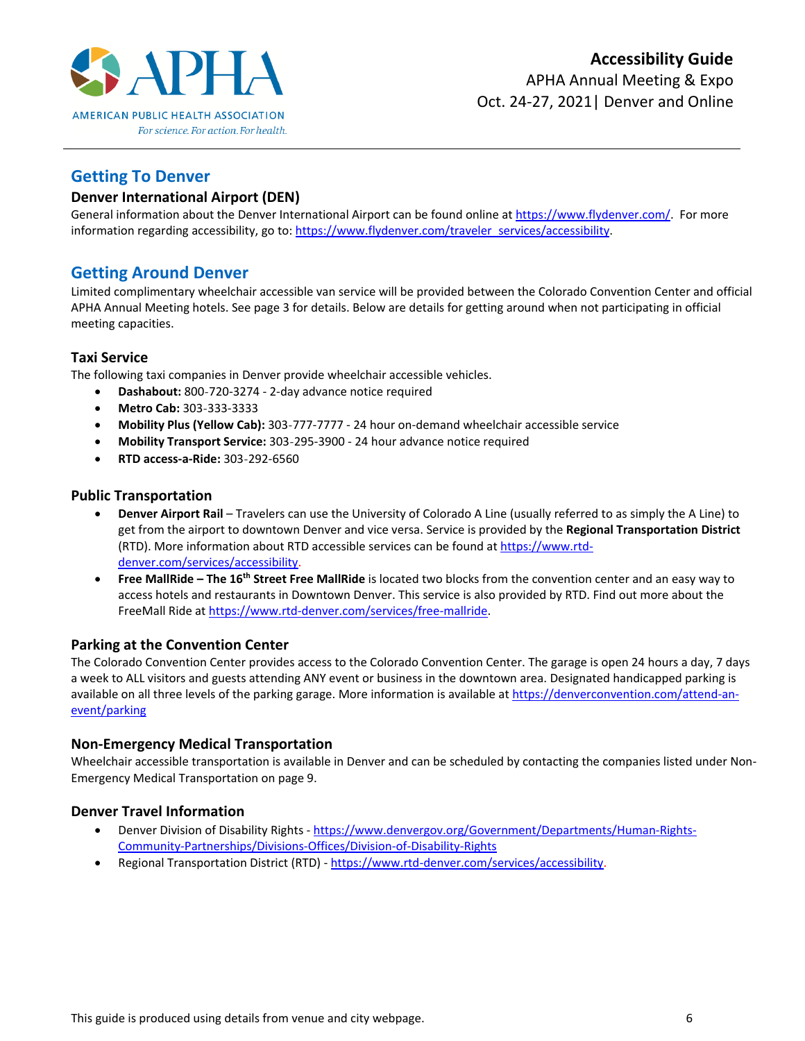## Getting To Denver

### Denver International Airport (DEN)

General information about the Denver International Airport can be found online at https://www.flydenver.com/. For more information regarding accessibility, go to: https://www.flydenver.com/traveler_services/accessibility.

## Getting Around Denver

Limited complimentary wheelchair accessible van service will be provided between the Colorado Convention Center and official APHA Annual Meeting hotels. See page 3 for details. Below are details for getting around when not participating in official meeting capacities.

### Taxi Service

The following taxi companies in Denver provide wheelchair accessible vehicles.

- **Dashabout:** 800-720-3274 - 2-day advance notice required
- **Metro Cab:** 303-333-3333
- **Mobility Plus (Yellow Cab):** 303-777-7777 - 24 hour on-demand wheelchair accessible service
- **Mobility Transport Service:** 303-295-3900 - 24 hour advance notice required
- **RTD access-a-Ride:** 303-292-6560

### Public Transportation

- **Denver Airport Rail** – Travelers can use the University of Colorado A Line (usually referred to as simply the A Line) to get from the airport to downtown Denver and vice versa. Service is provided by the **Regional Transportation District** (RTD). More information about RTD accessible services can be found at https://www.rtd-denver.com/services/accessibility.
- **Free MallRide – The 16th Street Free MallRide** is located two blocks from the convention center and an easy way to access hotels and restaurants in Downtown Denver. This service is also provided by RTD. Find out more about the FreeMall Ride at https://www.rtd-denver.com/services/free-mallride.

### Parking at the Convention Center

The Colorado Convention Center provides access to the Colorado Convention Center. The garage is open 24 hours a day, 7 days a week to ALL visitors and guests attending ANY event or business in the downtown area. Designated handicapped parking is available on all three levels of the parking garage. More information is available at https://denverconvention.com/attend-an-event/parking

### Non-Emergency Medical Transportation

Wheelchair accessible transportation is available in Denver and can be scheduled by contacting the companies listed under Non-Emergency Medical Transportation on page 9.

### Denver Travel Information

- Denver Division of Disability Rights - https://www.denvergov.org/Government/Departments/Human-Rights-Community-Partnerships/Divisions-Offices/Division-of-Disability-Rights
- Regional Transportation District (RTD) - https://www.rtd-denver.com/services/accessibility.

This guide is produced using details from venue and city webpage.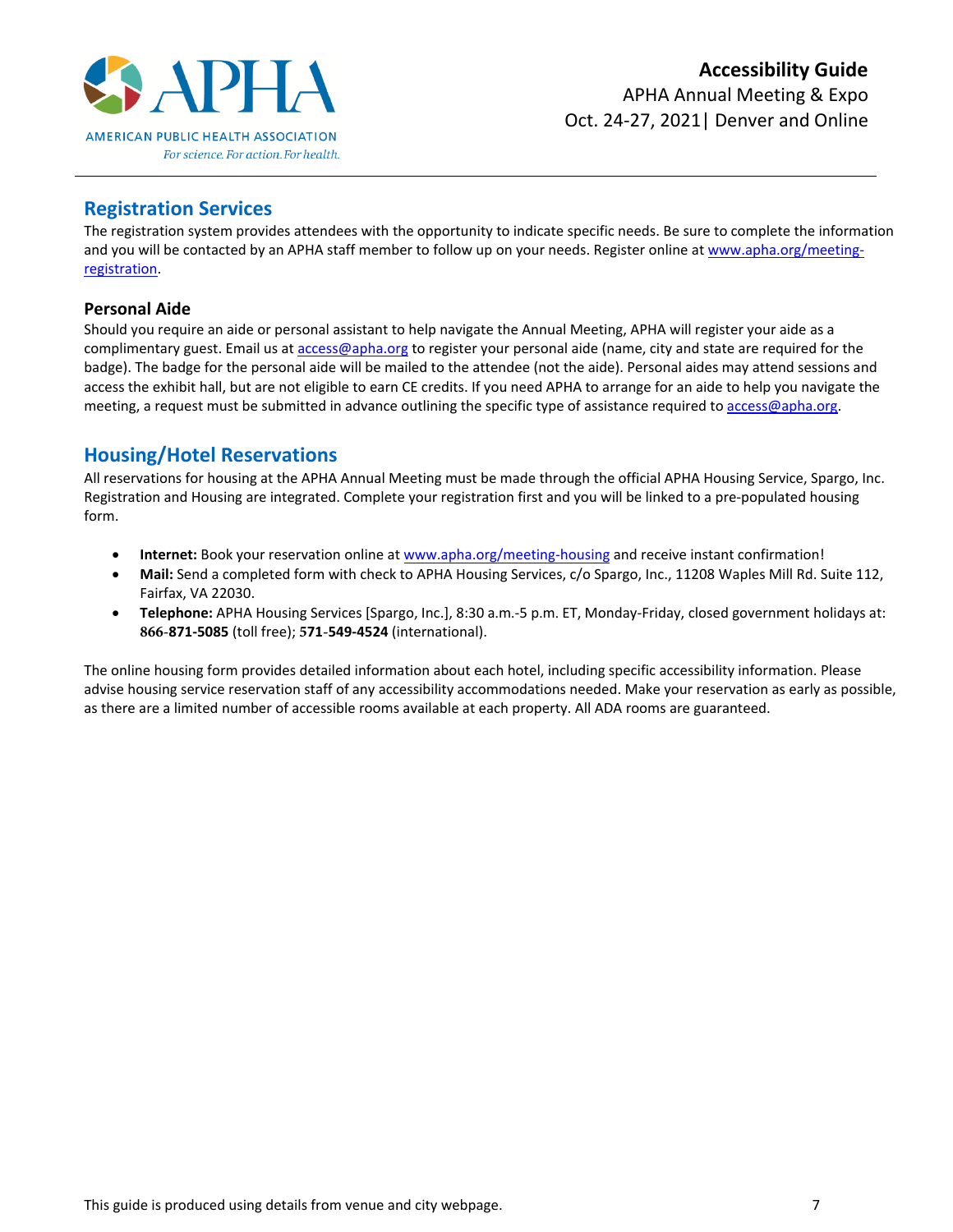# Registration Services

The registration system provides attendees with the opportunity to indicate specific needs. Be sure to complete the information and you will be contacted by an APHA staff member to follow up on your needs. Register online at [www.apha.org/meeting-registration](www.apha.org/meeting-registration).

### Personal Aide

Should you require an aide or personal assistant to help navigate the Annual Meeting, APHA will register your aide as a complimentary guest. Email us at [access@apha.org](mailto:access@apha.org) to register your personal aide (name, city and state are required for the badge). The badge for the personal aide will be mailed to the attendee (not the aide). Personal aides may attend sessions and access the exhibit hall, but are not eligible to earn CE credits. If you need APHA to arrange for an aide to help you navigate the meeting, a request must be submitted in advance outlining the specific type of assistance required to [access@apha.org](mailto:access@apha.org).

# Housing/Hotel Reservations

All reservations for housing at the APHA Annual Meeting must be made through the official APHA Housing Service, Spargo, Inc. Registration and Housing are integrated. Complete your registration first and you will be linked to a pre-populated housing form.

- **Internet:** Book your reservation online at [www.apha.org/meeting-housing](www.apha.org/meeting-housing) and receive instant confirmation!
- **Mail:** Send a completed form with check to APHA Housing Services, c/o Spargo, Inc., 11208 Waples Mill Rd. Suite 112, Fairfax, VA 22030.
- **Telephone:** APHA Housing Services [Spargo, Inc.], 8:30 a.m.-5 p.m. ET, Monday-Friday, closed government holidays at: **866-871-5085** (toll free); **571-549-4524** (international).

The online housing form provides detailed information about each hotel, including specific accessibility information. Please advise housing service reservation staff of any accessibility accommodations needed. Make your reservation as early as possible, as there are a limited number of accessible rooms available at each property. All ADA rooms are guaranteed.

This guide is produced using details from venue and city webpage.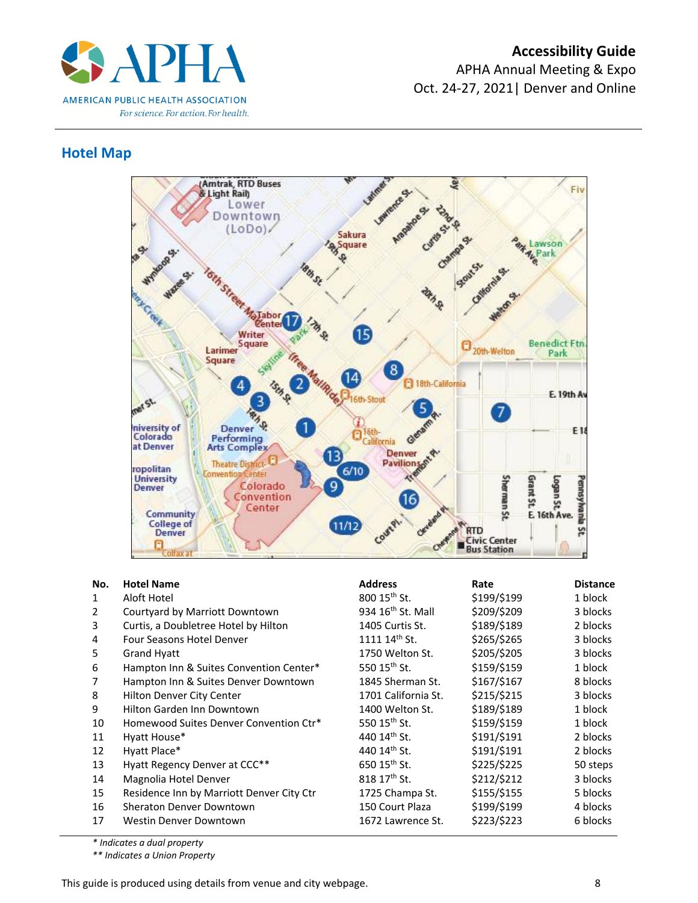## Hotel Map

| No. | Hotel Name | Address | Rate | Distance |
|---|---|---|---|---|
| 1 | Aloft Hotel | 800 15th St. | $199/$199 | 1 block |
| 2 | Courtyard by Marriott Downtown | 934 16th St. Mall | $209/$209 | 3 blocks |
| 3 | Curtis, a Doubletree Hotel by Hilton | 1405 Curtis St. | $189/$189 | 2 blocks |
| 4 | Four Seasons Hotel Denver | 1111 14th St. | $265/$265 | 3 blocks |
| 5 | Grand Hyatt | 1750 Welton St. | $205/$205 | 3 blocks |
| 6 | Hampton Inn & Suites Convention Center* | 550 15th St. | $159/$159 | 1 block |
| 7 | Hampton Inn & Suites Denver Downtown | 1845 Sherman St. | $167/$167 | 8 blocks |
| 8 | Hilton Denver City Center | 1701 California St. | $215/$215 | 3 blocks |
| 9 | Hilton Garden Inn Downtown | 1400 Welton St. | $189/$189 | 1 block |
| 10 | Homewood Suites Denver Convention Ctr* | 550 15th St. | $159/$159 | 1 block |
| 11 | Hyatt House* | 440 14th St. | $191/$191 | 2 blocks |
| 12 | Hyatt Place* | 440 14th St. | $191/$191 | 2 blocks |
| 13 | Hyatt Regency Denver at CCC** | 650 15th St. | $225/$225 | 50 steps |
| 14 | Magnolia Hotel Denver | 818 17th St. | $212/$212 | 3 blocks |
| 15 | Residence Inn by Marriott Denver City Ctr | 1725 Champa St. | $155/$155 | 5 blocks |
| 16 | Sheraton Denver Downtown | 150 Court Plaza | $199/$199 | 4 blocks |
| 17 | Westin Denver Downtown | 1672 Lawrence St. | $223/$223 | 6 blocks |

*\* Indicates a dual property*

*\*\* Indicates a Union Property*

This guide is produced using details from venue and city webpage.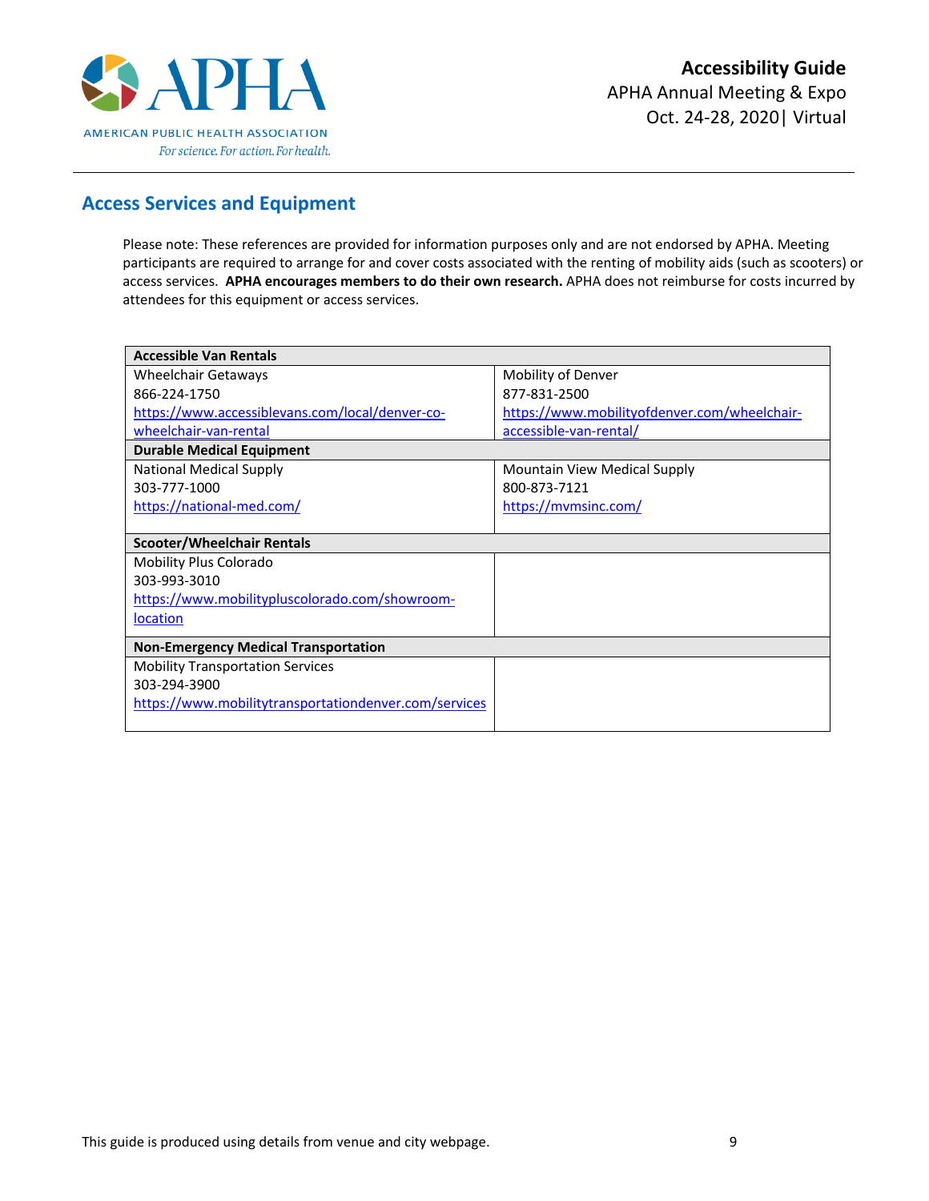## Access Services and Equipment

Please note: These references are provided for information purposes only and are not endorsed by APHA. Meeting participants are required to arrange for and cover costs associated with the renting of mobility aids (such as scooters) or access services. **APHA encourages members to do their own research.** APHA does not reimburse for costs incurred by attendees for this equipment or access services.

| | |
|---|---|
| **Accessible Van Rentals** | |
| Wheelchair Getaways<br>866-224-1750<br>https://www.accessiblevans.com/local/denver-co-wheelchair-van-rental | Mobility of Denver<br>877-831-2500<br>https://www.mobilityofdenver.com/wheelchair-accessible-van-rental/ |
| **Durable Medical Equipment** | |
| National Medical Supply<br>303-777-1000<br>https://national-med.com/ | Mountain View Medical Supply<br>800-873-7121<br>https://mvmsinc.com/ |
| **Scooter/Wheelchair Rentals** | |
| Mobility Plus Colorado<br>303-993-3010<br>https://www.mobilitypluscolorado.com/showroom-location | |
| **Non-Emergency Medical Transportation** | |
| Mobility Transportation Services<br>303-294-3900<br>https://www.mobilitytransportationdenver.com/services | |

This guide is produced using details from venue and city webpage.